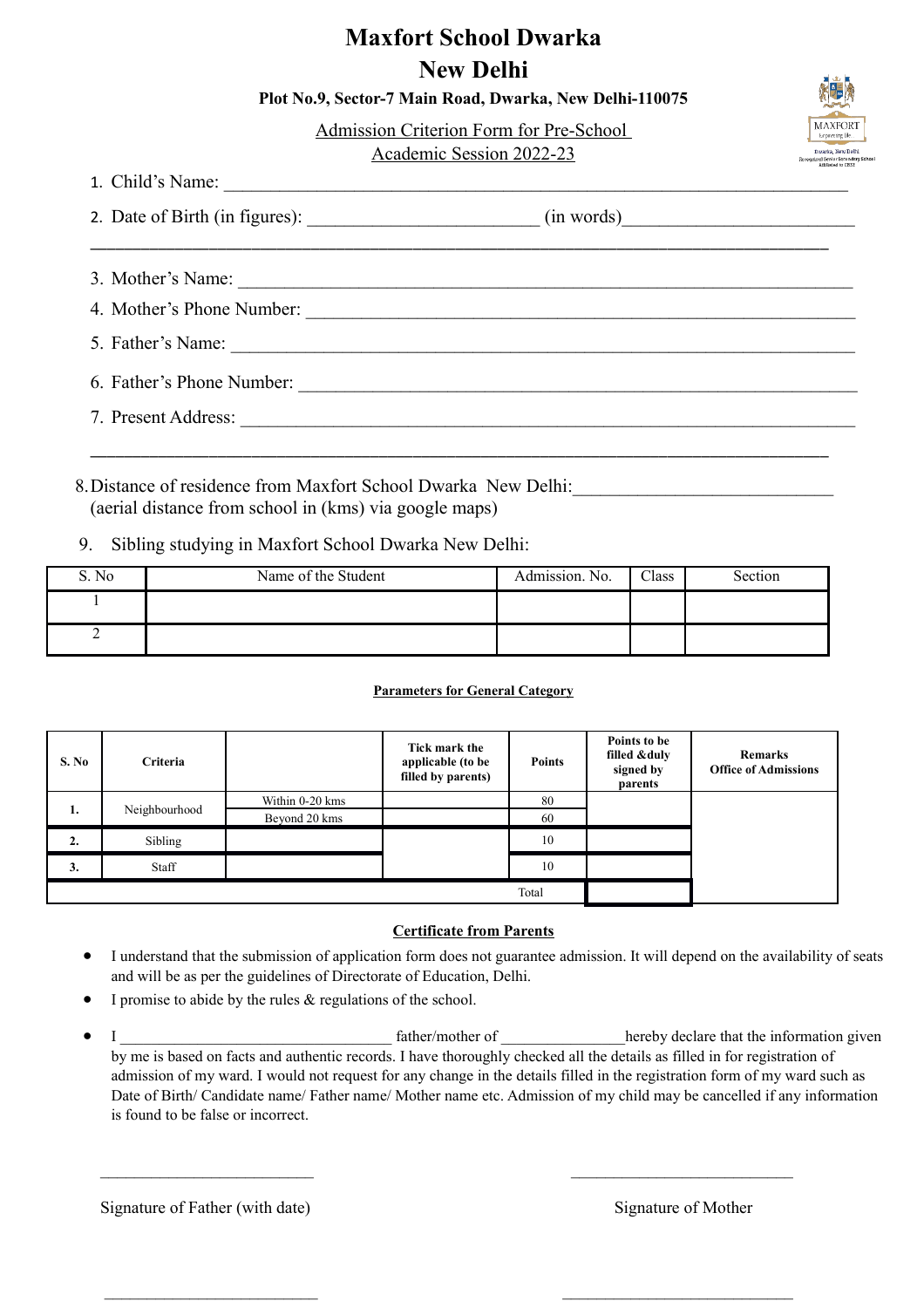# Maxfort School Dwarka

# New Delhi

**Plot No.9, Sector-7 Main Road, Dwarka, New Delhi-110075**

Admission Criterion Form for Pre-School

Academic Session 2022-23

1. Child's Name: ____________________________________________

2. Date of Birth (in figures): ______________________ (in words)______________________

______________________________________________________________________

3. Mother's Name: ____________________________________________

4. Mother's Phone Number: ____________________________________________

5. Father's Name: ____________________________________________

6. Father's Phone Number: ____________________________________________

7. Present Address: ____________________________________________

______________________________________________________________________

8. Distance of residence from Maxfort School Dwarka New Delhi:__________________________
(aerial distance from school in (kms) via google maps)

9. Sibling studying in Maxfort School Dwarka New Delhi:

| S. No | Name of the Student | Admission. No. | Class | Section |
|---|---|---|---|---|
| 1 | | | | |
| 2 | | | | |

**Parameters for General Category**

| S. No | Criteria | | Tick mark the applicable (to be filled by parents) | Points | Points to be filled &duly signed by parents | Remarks Office of Admissions |
|---|---|---|---|---|---|---|
| 1. | Neighbourhood | Within 0-20 kms | | 80 | | |
| | | Beyond 20 kms | | 60 | | |
| 2. | Sibling | | | 10 | | |
| 3. | Staff | | | 10 | | |
| | | | | Total | | |

**Certificate from Parents**

- I understand that the submission of application form does not guarantee admission. It will depend on the availability of seats and will be as per the guidelines of Directorate of Education, Delhi.
- I promise to abide by the rules & regulations of the school.
- I ________________________________ father/mother of _______________hereby declare that the information given by me is based on facts and authentic records. I have thoroughly checked all the details as filled in for registration of admission of my ward. I would not request for any change in the details filled in the registration form of my ward such as Date of Birth/ Candidate name/ Father name/ Mother name etc. Admission of my child may be cancelled if any information is found to be false or incorrect.

_________________________ _________________________

Signature of Father (with date) Signature of Mother

_________________________ _________________________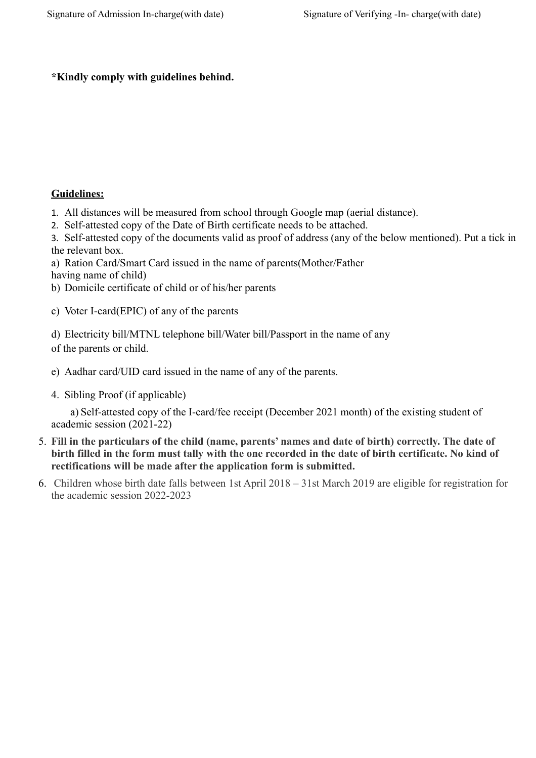Signature of Admission In-charge(with date) Signature of Verifying -In- charge(with date)

**\*Kindly comply with guidelines behind.**

**Guidelines:**

1. All distances will be measured from school through Google map (aerial distance).
2. Self-attested copy of the Date of Birth certificate needs to be attached.
3. Self-attested copy of the documents valid as proof of address (any of the below mentioned). Put a tick in the relevant box.

a) Ration Card/Smart Card issued in the name of parents(Mother/Father having name of child)

b) Domicile certificate of child or of his/her parents

c) Voter I-card(EPIC) of any of the parents

d) Electricity bill/MTNL telephone bill/Water bill/Passport in the name of any of the parents or child.

e) Aadhar card/UID card issued in the name of any of the parents.

4. Sibling Proof (if applicable)

   a) Self-attested copy of the I-card/fee receipt (December 2021 month) of the existing student of academic session (2021-22)

5. **Fill in the particulars of the child (name, parents' names and date of birth) correctly. The date of birth filled in the form must tally with the one recorded in the date of birth certificate. No kind of rectifications will be made after the application form is submitted.**
6. Children whose birth date falls between 1st April 2018 – 31st March 2019 are eligible for registration for the academic session 2022-2023